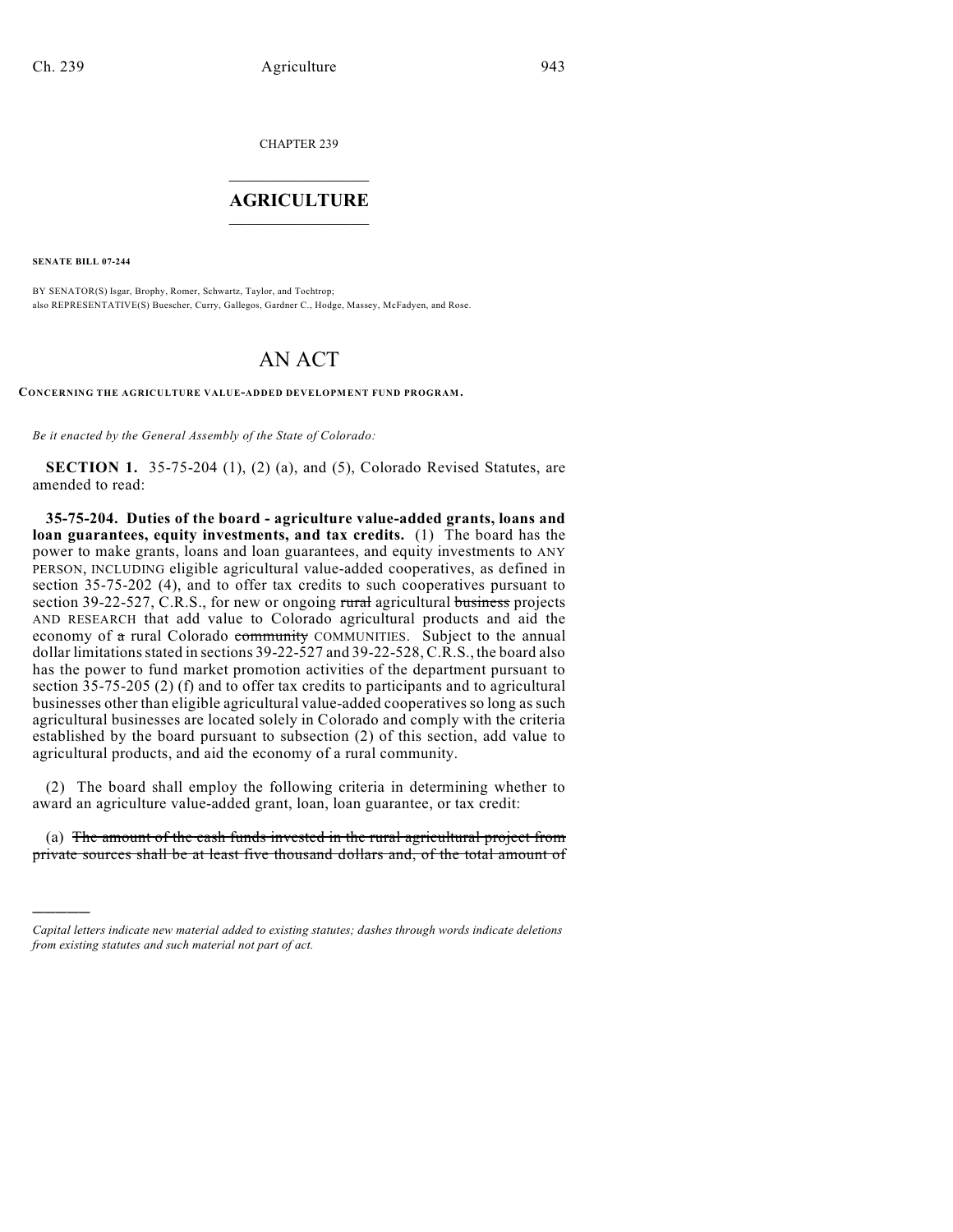CHAPTER 239

# AGRICULTURE

**SENATE BILL 07-244**

BY SENATOR(S) Isgar, Brophy, Romer, Schwartz, Taylor, and Tochtrop;
also REPRESENTATIVE(S) Buescher, Curry, Gallegos, Gardner C., Hodge, Massey, McFadyen, and Rose.

# AN ACT

**CONCERNING THE AGRICULTURE VALUE-ADDED DEVELOPMENT FUND PROGRAM.**

*Be it enacted by the General Assembly of the State of Colorado:*

**SECTION 1.** 35-75-204 (1), (2) (a), and (5), Colorado Revised Statutes, are amended to read:

**35-75-204. Duties of the board - agriculture value-added grants, loans and loan guarantees, equity investments, and tax credits.** (1) The board has the power to make grants, loans and loan guarantees, and equity investments to ANY PERSON, INCLUDING eligible agricultural value-added cooperatives, as defined in section 35-75-202 (4), and to offer tax credits to such cooperatives pursuant to section 39-22-527, C.R.S., for new or ongoing ~~rural~~ agricultural ~~business~~ projects AND RESEARCH that add value to Colorado agricultural products and aid the economy of ~~a~~ rural Colorado ~~community~~ COMMUNITIES. Subject to the annual dollar limitations stated in sections 39-22-527 and 39-22-528, C.R.S., the board also has the power to fund market promotion activities of the department pursuant to section 35-75-205 (2) (f) and to offer tax credits to participants and to agricultural businesses other than eligible agricultural value-added cooperatives so long as such agricultural businesses are located solely in Colorado and comply with the criteria established by the board pursuant to subsection (2) of this section, add value to agricultural products, and aid the economy of a rural community.

(2) The board shall employ the following criteria in determining whether to award an agriculture value-added grant, loan, loan guarantee, or tax credit:

(a) ~~The amount of the cash funds invested in the rural agricultural project from private sources shall be at least five thousand dollars and, of the total amount of~~

*Capital letters indicate new material added to existing statutes; dashes through words indicate deletions from existing statutes and such material not part of act.*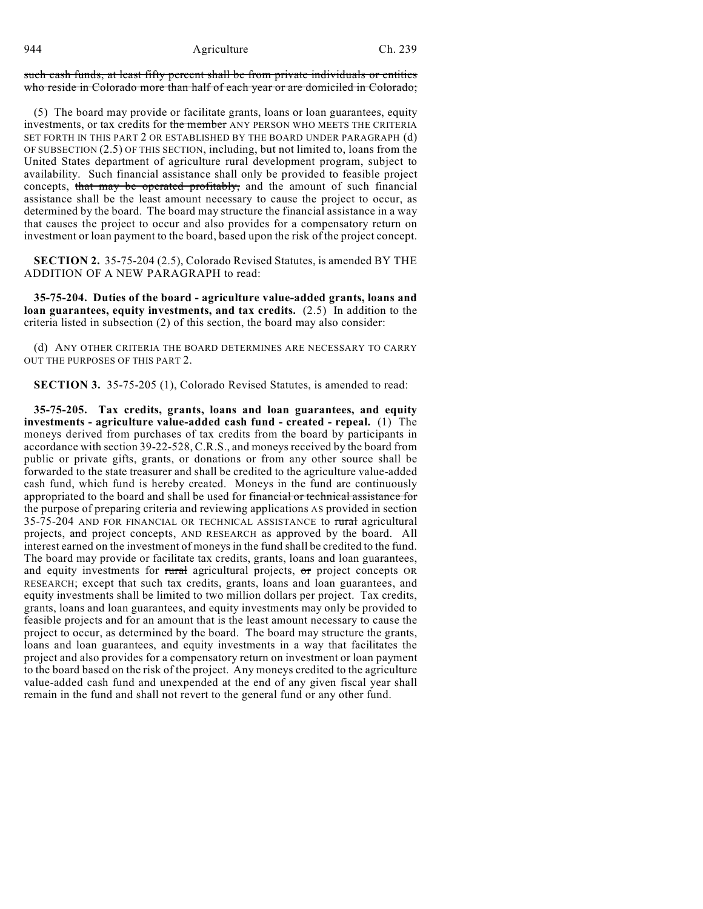such cash funds, at least fifty percent shall be from private individuals or entities who reside in Colorado more than half of each year or are domiciled in Colorado;

(5) The board may provide or facilitate grants, loans or loan guarantees, equity investments, or tax credits for the member ANY PERSON WHO MEETS THE CRITERIA SET FORTH IN THIS PART 2 OR ESTABLISHED BY THE BOARD UNDER PARAGRAPH (d) OF SUBSECTION (2.5) OF THIS SECTION, including, but not limited to, loans from the United States department of agriculture rural development program, subject to availability. Such financial assistance shall only be provided to feasible project concepts, that may be operated profitably, and the amount of such financial assistance shall be the least amount necessary to cause the project to occur, as determined by the board. The board may structure the financial assistance in a way that causes the project to occur and also provides for a compensatory return on investment or loan payment to the board, based upon the risk of the project concept.

**SECTION 2.** 35-75-204 (2.5), Colorado Revised Statutes, is amended BY THE ADDITION OF A NEW PARAGRAPH to read:

**35-75-204. Duties of the board - agriculture value-added grants, loans and loan guarantees, equity investments, and tax credits.** (2.5) In addition to the criteria listed in subsection (2) of this section, the board may also consider:

(d) ANY OTHER CRITERIA THE BOARD DETERMINES ARE NECESSARY TO CARRY OUT THE PURPOSES OF THIS PART 2.

**SECTION 3.** 35-75-205 (1), Colorado Revised Statutes, is amended to read:

**35-75-205. Tax credits, grants, loans and loan guarantees, and equity investments - agriculture value-added cash fund - created - repeal.** (1) The moneys derived from purchases of tax credits from the board by participants in accordance with section 39-22-528, C.R.S., and moneys received by the board from public or private gifts, grants, or donations or from any other source shall be forwarded to the state treasurer and shall be credited to the agriculture value-added cash fund, which fund is hereby created. Moneys in the fund are continuously appropriated to the board and shall be used for financial or technical assistance for the purpose of preparing criteria and reviewing applications AS provided in section 35-75-204 AND FOR FINANCIAL OR TECHNICAL ASSISTANCE to rural agricultural projects, and project concepts, AND RESEARCH as approved by the board. All interest earned on the investment of moneys in the fund shall be credited to the fund. The board may provide or facilitate tax credits, grants, loans and loan guarantees, and equity investments for rural agricultural projects, or project concepts OR RESEARCH; except that such tax credits, grants, loans and loan guarantees, and equity investments shall be limited to two million dollars per project. Tax credits, grants, loans and loan guarantees, and equity investments may only be provided to feasible projects and for an amount that is the least amount necessary to cause the project to occur, as determined by the board. The board may structure the grants, loans and loan guarantees, and equity investments in a way that facilitates the project and also provides for a compensatory return on investment or loan payment to the board based on the risk of the project. Any moneys credited to the agriculture value-added cash fund and unexpended at the end of any given fiscal year shall remain in the fund and shall not revert to the general fund or any other fund.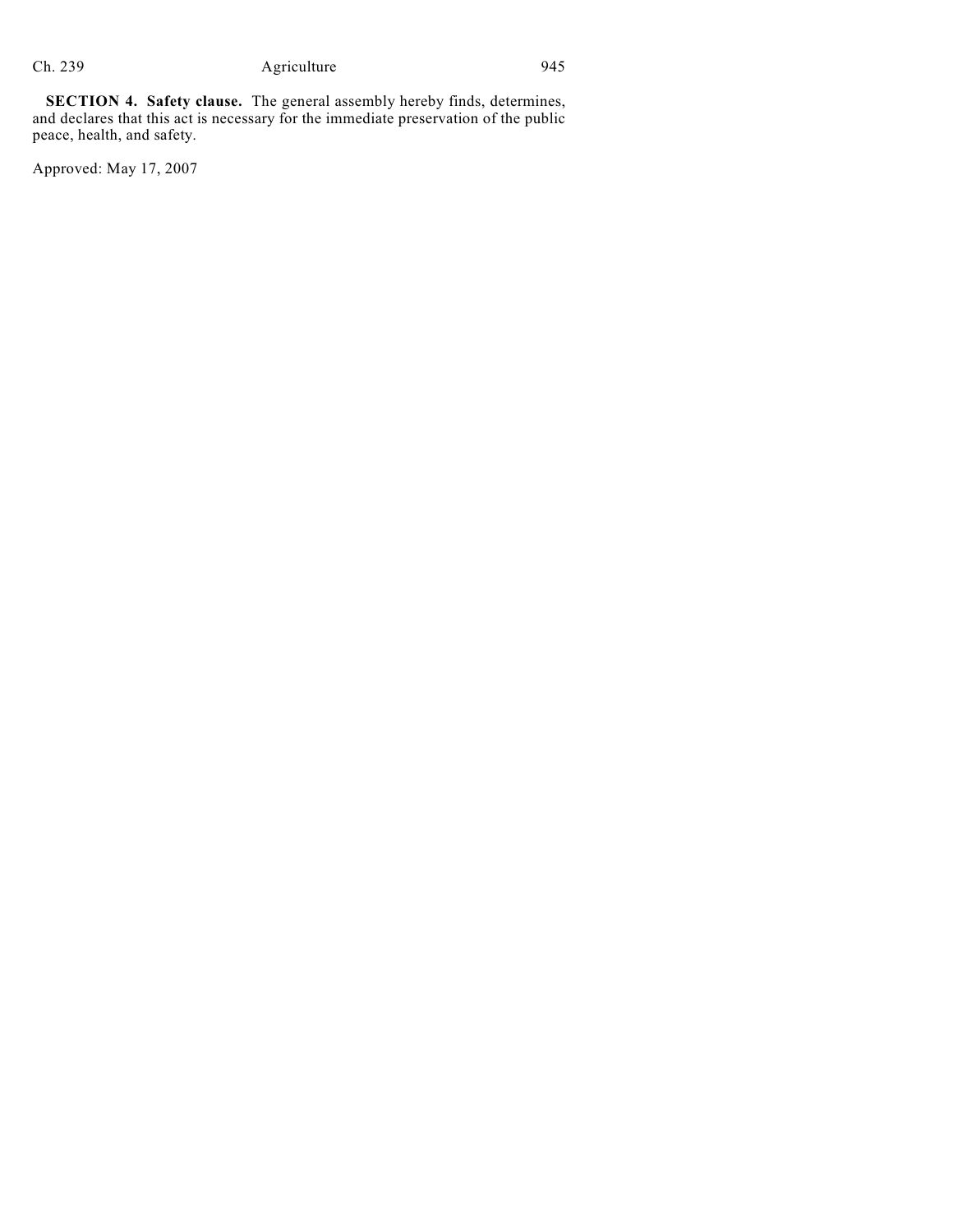**SECTION 4. Safety clause.** The general assembly hereby finds, determines, and declares that this act is necessary for the immediate preservation of the public peace, health, and safety.

Approved: May 17, 2007